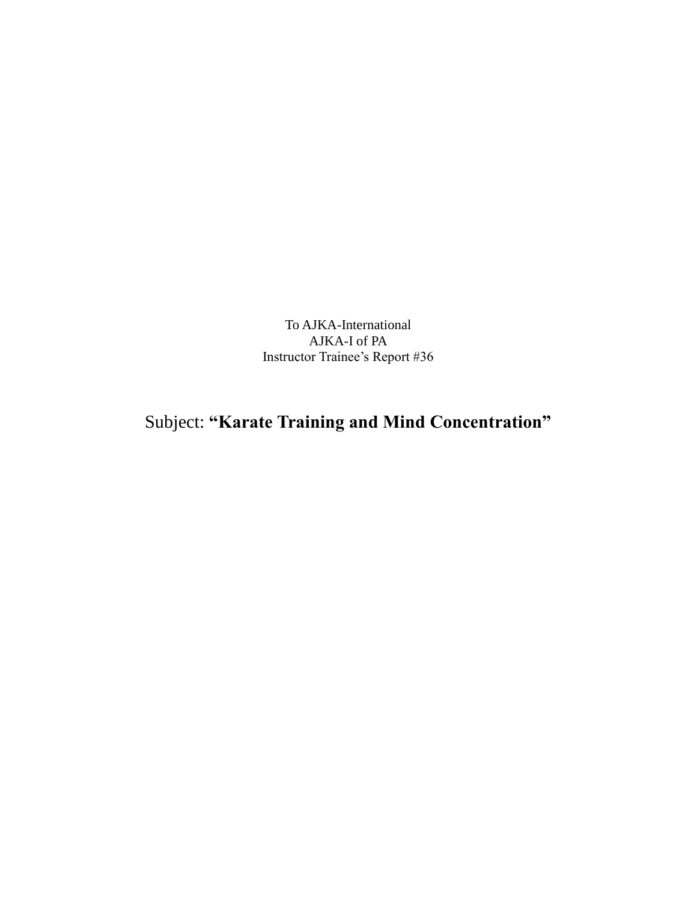To AJKA-International
AJKA-I of PA
Instructor Trainee's Report #36

# Subject: **"Karate Training and Mind Concentration"**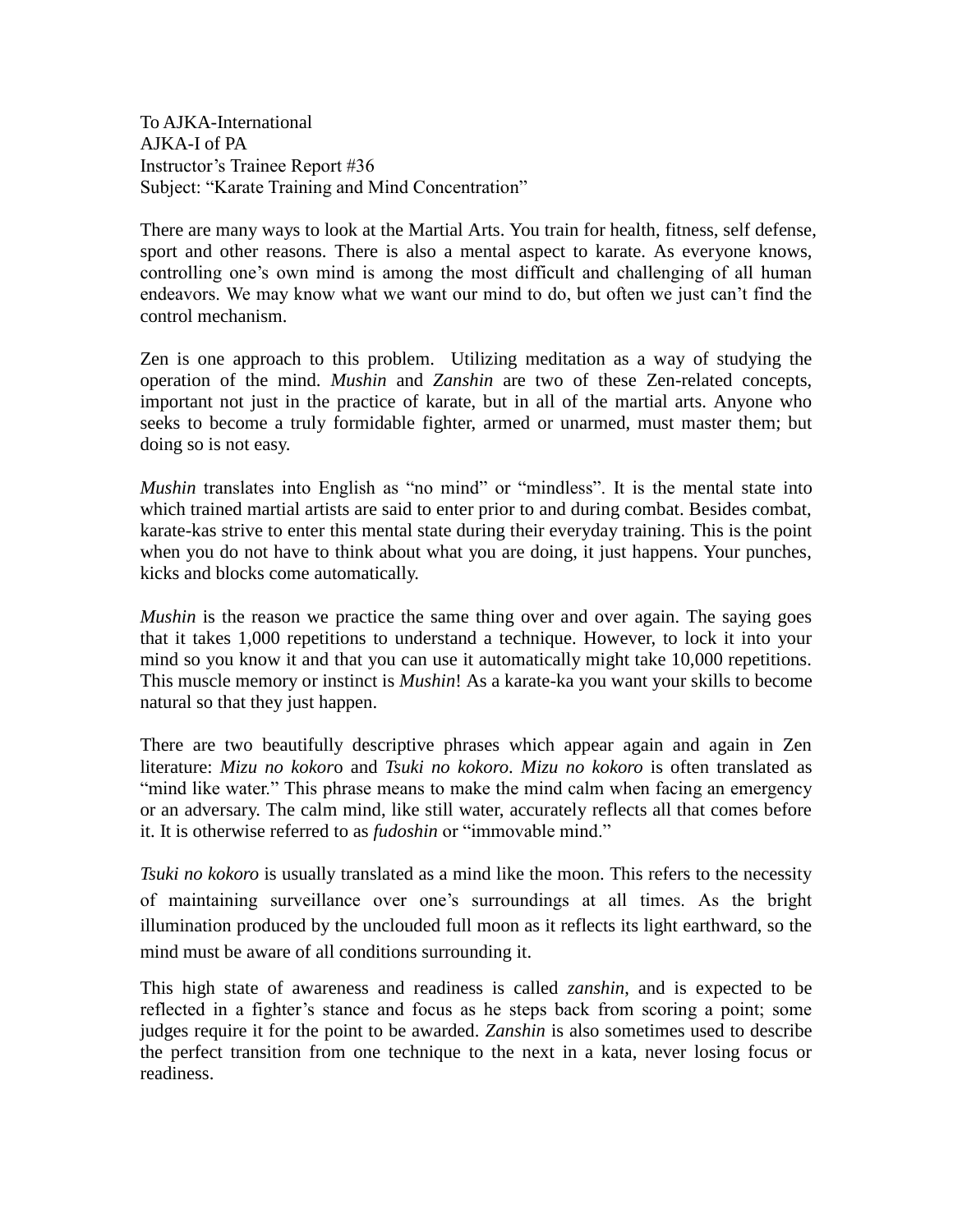To AJKA-International
AJKA-I of PA
Instructor's Trainee Report #36
Subject: "Karate Training and Mind Concentration"

There are many ways to look at the Martial Arts. You train for health, fitness, self defense, sport and other reasons. There is also a mental aspect to karate. As everyone knows, controlling one's own mind is among the most difficult and challenging of all human endeavors. We may know what we want our mind to do, but often we just can't find the control mechanism.

Zen is one approach to this problem. Utilizing meditation as a way of studying the operation of the mind. *Mushin* and *Zanshin* are two of these Zen-related concepts, important not just in the practice of karate, but in all of the martial arts. Anyone who seeks to become a truly formidable fighter, armed or unarmed, must master them; but doing so is not easy.

*Mushin* translates into English as "no mind" or "mindless". It is the mental state into which trained martial artists are said to enter prior to and during combat. Besides combat, karate-kas strive to enter this mental state during their everyday training. This is the point when you do not have to think about what you are doing, it just happens. Your punches, kicks and blocks come automatically.

*Mushin* is the reason we practice the same thing over and over again. The saying goes that it takes 1,000 repetitions to understand a technique. However, to lock it into your mind so you know it and that you can use it automatically might take 10,000 repetitions. This muscle memory or instinct is *Mushin*! As a karate-ka you want your skills to become natural so that they just happen.

There are two beautifully descriptive phrases which appear again and again in Zen literature: *Mizu no kokor*o and *Tsuki no kokoro*. *Mizu no kokoro* is often translated as "mind like water." This phrase means to make the mind calm when facing an emergency or an adversary. The calm mind, like still water, accurately reflects all that comes before it. It is otherwise referred to as *fudoshin* or "immovable mind."

*Tsuki no kokoro* is usually translated as a mind like the moon. This refers to the necessity of maintaining surveillance over one's surroundings at all times. As the bright illumination produced by the unclouded full moon as it reflects its light earthward, so the mind must be aware of all conditions surrounding it.

This high state of awareness and readiness is called *zanshin*, and is expected to be reflected in a fighter's stance and focus as he steps back from scoring a point; some judges require it for the point to be awarded. *Zanshin* is also sometimes used to describe the perfect transition from one technique to the next in a kata, never losing focus or readiness.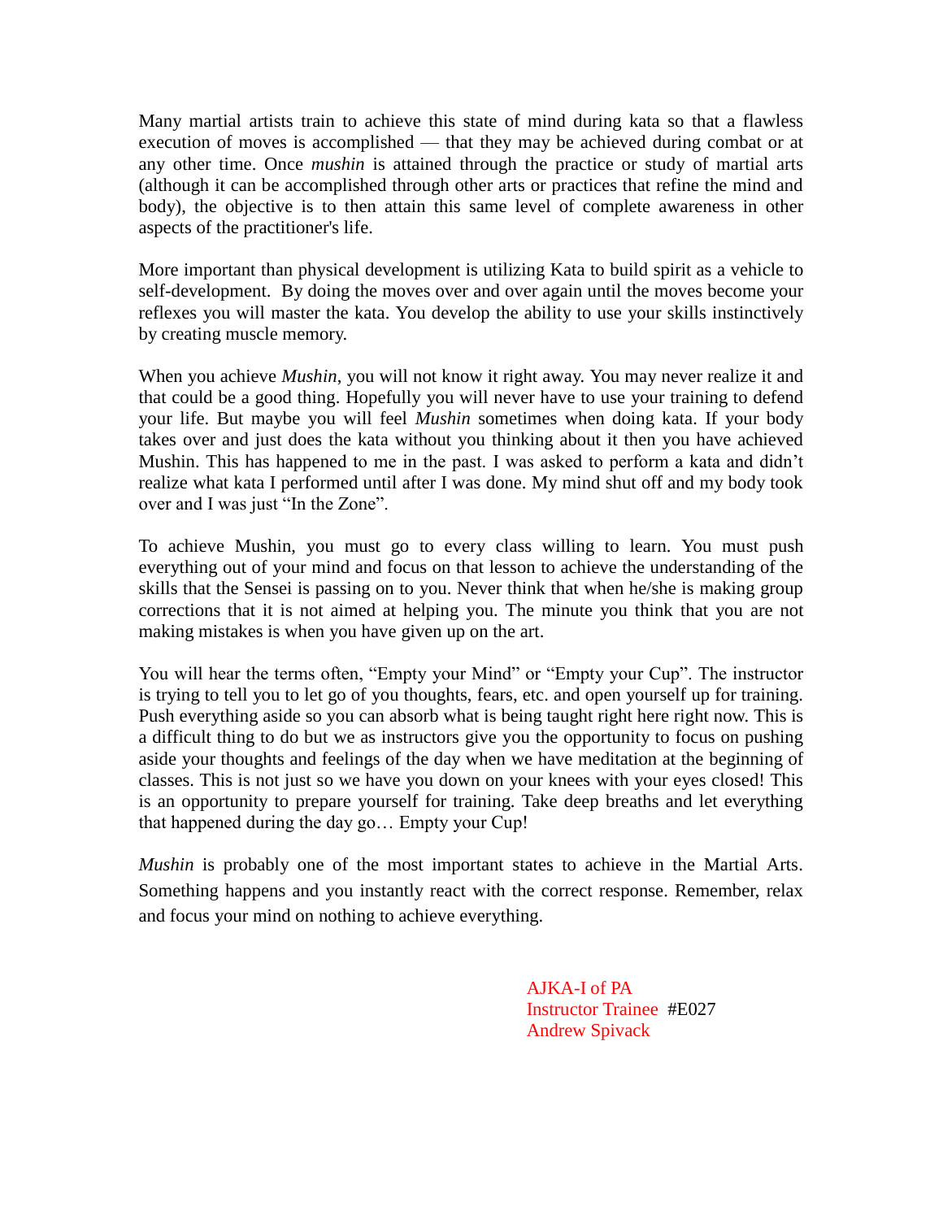Many martial artists train to achieve this state of mind during kata so that a flawless execution of moves is accomplished — that they may be achieved during combat or at any other time. Once *mushin* is attained through the practice or study of martial arts (although it can be accomplished through other arts or practices that refine the mind and body), the objective is to then attain this same level of complete awareness in other aspects of the practitioner's life.

More important than physical development is utilizing Kata to build spirit as a vehicle to self-development. By doing the moves over and over again until the moves become your reflexes you will master the kata. You develop the ability to use your skills instinctively by creating muscle memory.

When you achieve *Mushin*, you will not know it right away. You may never realize it and that could be a good thing. Hopefully you will never have to use your training to defend your life. But maybe you will feel *Mushin* sometimes when doing kata. If your body takes over and just does the kata without you thinking about it then you have achieved Mushin. This has happened to me in the past. I was asked to perform a kata and didn't realize what kata I performed until after I was done. My mind shut off and my body took over and I was just "In the Zone".

To achieve Mushin, you must go to every class willing to learn. You must push everything out of your mind and focus on that lesson to achieve the understanding of the skills that the Sensei is passing on to you. Never think that when he/she is making group corrections that it is not aimed at helping you. The minute you think that you are not making mistakes is when you have given up on the art.

You will hear the terms often, "Empty your Mind" or "Empty your Cup". The instructor is trying to tell you to let go of you thoughts, fears, etc. and open yourself up for training. Push everything aside so you can absorb what is being taught right here right now. This is a difficult thing to do but we as instructors give you the opportunity to focus on pushing aside your thoughts and feelings of the day when we have meditation at the beginning of classes. This is not just so we have you down on your knees with your eyes closed! This is an opportunity to prepare yourself for training. Take deep breaths and let everything that happened during the day go… Empty your Cup!

*Mushin* is probably one of the most important states to achieve in the Martial Arts. Something happens and you instantly react with the correct response. Remember, relax and focus your mind on nothing to achieve everything.

AJKA-I of PA
Instructor Trainee #E027
Andrew Spivack